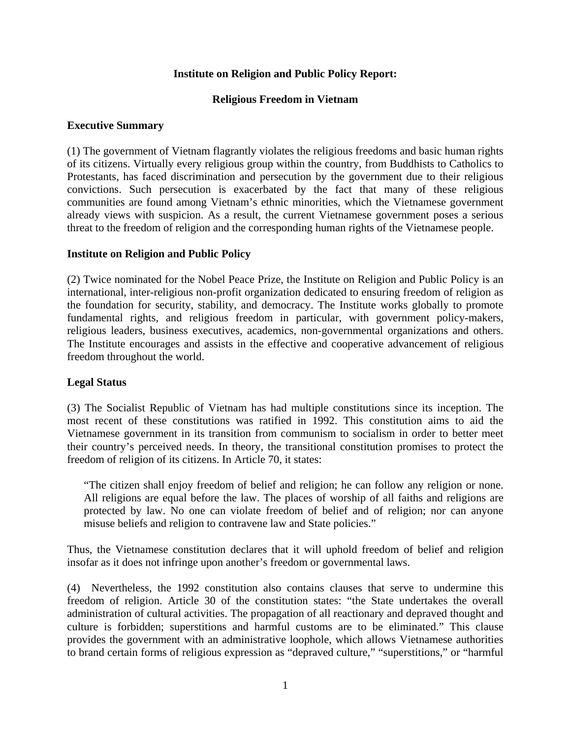**Institute on Religion and Public Policy Report:**

**Religious Freedom in Vietnam**

**Executive Summary**

(1) The government of Vietnam flagrantly violates the religious freedoms and basic human rights of its citizens. Virtually every religious group within the country, from Buddhists to Catholics to Protestants, has faced discrimination and persecution by the government due to their religious convictions. Such persecution is exacerbated by the fact that many of these religious communities are found among Vietnam's ethnic minorities, which the Vietnamese government already views with suspicion. As a result, the current Vietnamese government poses a serious threat to the freedom of religion and the corresponding human rights of the Vietnamese people.

**Institute on Religion and Public Policy**

(2) Twice nominated for the Nobel Peace Prize, the Institute on Religion and Public Policy is an international, inter-religious non-profit organization dedicated to ensuring freedom of religion as the foundation for security, stability, and democracy. The Institute works globally to promote fundamental rights, and religious freedom in particular, with government policy-makers, religious leaders, business executives, academics, non-governmental organizations and others. The Institute encourages and assists in the effective and cooperative advancement of religious freedom throughout the world.

**Legal Status**

(3) The Socialist Republic of Vietnam has had multiple constitutions since its inception. The most recent of these constitutions was ratified in 1992. This constitution aims to aid the Vietnamese government in its transition from communism to socialism in order to better meet their country's perceived needs. In theory, the transitional constitution promises to protect the freedom of religion of its citizens. In Article 70, it states:

> "The citizen shall enjoy freedom of belief and religion; he can follow any religion or none. All religions are equal before the law. The places of worship of all faiths and religions are protected by law. No one can violate freedom of belief and of religion; nor can anyone misuse beliefs and religion to contravene law and State policies."

Thus, the Vietnamese constitution declares that it will uphold freedom of belief and religion insofar as it does not infringe upon another's freedom or governmental laws.

(4) Nevertheless, the 1992 constitution also contains clauses that serve to undermine this freedom of religion. Article 30 of the constitution states: "the State undertakes the overall administration of cultural activities. The propagation of all reactionary and depraved thought and culture is forbidden; superstitions and harmful customs are to be eliminated." This clause provides the government with an administrative loophole, which allows Vietnamese authorities to brand certain forms of religious expression as "depraved culture," "superstitions," or "harmful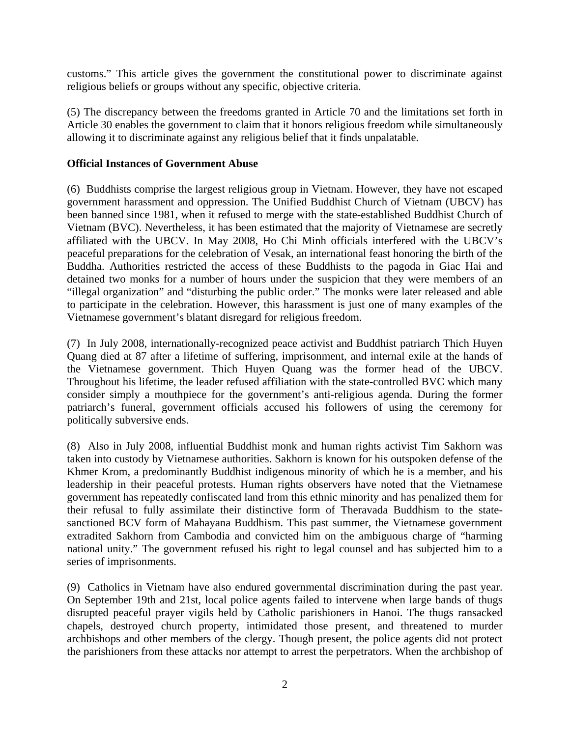customs." This article gives the government the constitutional power to discriminate against religious beliefs or groups without any specific, objective criteria.

(5) The discrepancy between the freedoms granted in Article 70 and the limitations set forth in Article 30 enables the government to claim that it honors religious freedom while simultaneously allowing it to discriminate against any religious belief that it finds unpalatable.

**Official Instances of Government Abuse**

(6) Buddhists comprise the largest religious group in Vietnam. However, they have not escaped government harassment and oppression. The Unified Buddhist Church of Vietnam (UBCV) has been banned since 1981, when it refused to merge with the state-established Buddhist Church of Vietnam (BVC). Nevertheless, it has been estimated that the majority of Vietnamese are secretly affiliated with the UBCV. In May 2008, Ho Chi Minh officials interfered with the UBCV's peaceful preparations for the celebration of Vesak, an international feast honoring the birth of the Buddha. Authorities restricted the access of these Buddhists to the pagoda in Giac Hai and detained two monks for a number of hours under the suspicion that they were members of an "illegal organization" and "disturbing the public order." The monks were later released and able to participate in the celebration. However, this harassment is just one of many examples of the Vietnamese government's blatant disregard for religious freedom.

(7) In July 2008, internationally-recognized peace activist and Buddhist patriarch Thich Huyen Quang died at 87 after a lifetime of suffering, imprisonment, and internal exile at the hands of the Vietnamese government. Thich Huyen Quang was the former head of the UBCV. Throughout his lifetime, the leader refused affiliation with the state-controlled BVC which many consider simply a mouthpiece for the government's anti-religious agenda. During the former patriarch's funeral, government officials accused his followers of using the ceremony for politically subversive ends.

(8) Also in July 2008, influential Buddhist monk and human rights activist Tim Sakhorn was taken into custody by Vietnamese authorities. Sakhorn is known for his outspoken defense of the Khmer Krom, a predominantly Buddhist indigenous minority of which he is a member, and his leadership in their peaceful protests. Human rights observers have noted that the Vietnamese government has repeatedly confiscated land from this ethnic minority and has penalized them for their refusal to fully assimilate their distinctive form of Theravada Buddhism to the state-sanctioned BCV form of Mahayana Buddhism. This past summer, the Vietnamese government extradited Sakhorn from Cambodia and convicted him on the ambiguous charge of "harming national unity." The government refused his right to legal counsel and has subjected him to a series of imprisonments.

(9) Catholics in Vietnam have also endured governmental discrimination during the past year. On September 19th and 21st, local police agents failed to intervene when large bands of thugs disrupted peaceful prayer vigils held by Catholic parishioners in Hanoi. The thugs ransacked chapels, destroyed church property, intimidated those present, and threatened to murder archbishops and other members of the clergy. Though present, the police agents did not protect the parishioners from these attacks nor attempt to arrest the perpetrators. When the archbishop of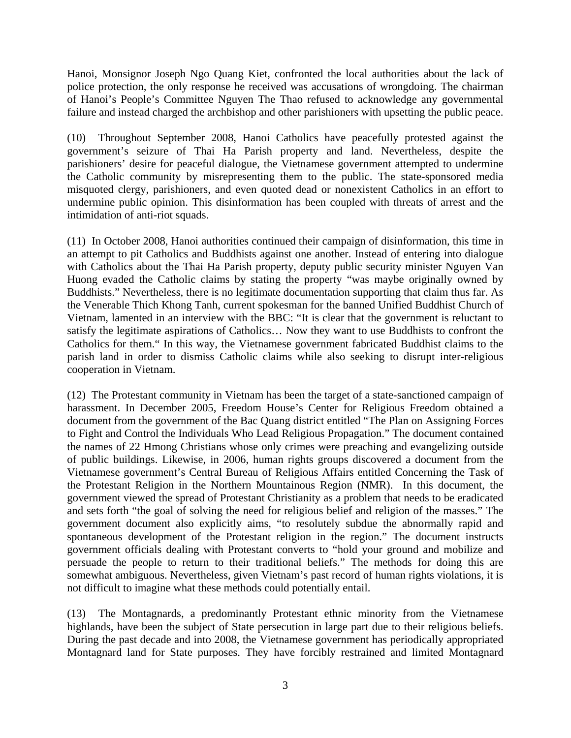Hanoi, Monsignor Joseph Ngo Quang Kiet, confronted the local authorities about the lack of police protection, the only response he received was accusations of wrongdoing. The chairman of Hanoi's People's Committee Nguyen The Thao refused to acknowledge any governmental failure and instead charged the archbishop and other parishioners with upsetting the public peace.

(10) Throughout September 2008, Hanoi Catholics have peacefully protested against the government's seizure of Thai Ha Parish property and land. Nevertheless, despite the parishioners' desire for peaceful dialogue, the Vietnamese government attempted to undermine the Catholic community by misrepresenting them to the public. The state-sponsored media misquoted clergy, parishioners, and even quoted dead or nonexistent Catholics in an effort to undermine public opinion. This disinformation has been coupled with threats of arrest and the intimidation of anti-riot squads.

(11) In October 2008, Hanoi authorities continued their campaign of disinformation, this time in an attempt to pit Catholics and Buddhists against one another. Instead of entering into dialogue with Catholics about the Thai Ha Parish property, deputy public security minister Nguyen Van Huong evaded the Catholic claims by stating the property "was maybe originally owned by Buddhists." Nevertheless, there is no legitimate documentation supporting that claim thus far. As the Venerable Thich Khong Tanh, current spokesman for the banned Unified Buddhist Church of Vietnam, lamented in an interview with the BBC: "It is clear that the government is reluctant to satisfy the legitimate aspirations of Catholics… Now they want to use Buddhists to confront the Catholics for them." In this way, the Vietnamese government fabricated Buddhist claims to the parish land in order to dismiss Catholic claims while also seeking to disrupt inter-religious cooperation in Vietnam.

(12) The Protestant community in Vietnam has been the target of a state-sanctioned campaign of harassment. In December 2005, Freedom House's Center for Religious Freedom obtained a document from the government of the Bac Quang district entitled "The Plan on Assigning Forces to Fight and Control the Individuals Who Lead Religious Propagation." The document contained the names of 22 Hmong Christians whose only crimes were preaching and evangelizing outside of public buildings. Likewise, in 2006, human rights groups discovered a document from the Vietnamese government's Central Bureau of Religious Affairs entitled Concerning the Task of the Protestant Religion in the Northern Mountainous Region (NMR). In this document, the government viewed the spread of Protestant Christianity as a problem that needs to be eradicated and sets forth "the goal of solving the need for religious belief and religion of the masses." The government document also explicitly aims, "to resolutely subdue the abnormally rapid and spontaneous development of the Protestant religion in the region." The document instructs government officials dealing with Protestant converts to "hold your ground and mobilize and persuade the people to return to their traditional beliefs." The methods for doing this are somewhat ambiguous. Nevertheless, given Vietnam's past record of human rights violations, it is not difficult to imagine what these methods could potentially entail.

(13) The Montagnards, a predominantly Protestant ethnic minority from the Vietnamese highlands, have been the subject of State persecution in large part due to their religious beliefs. During the past decade and into 2008, the Vietnamese government has periodically appropriated Montagnard land for State purposes. They have forcibly restrained and limited Montagnard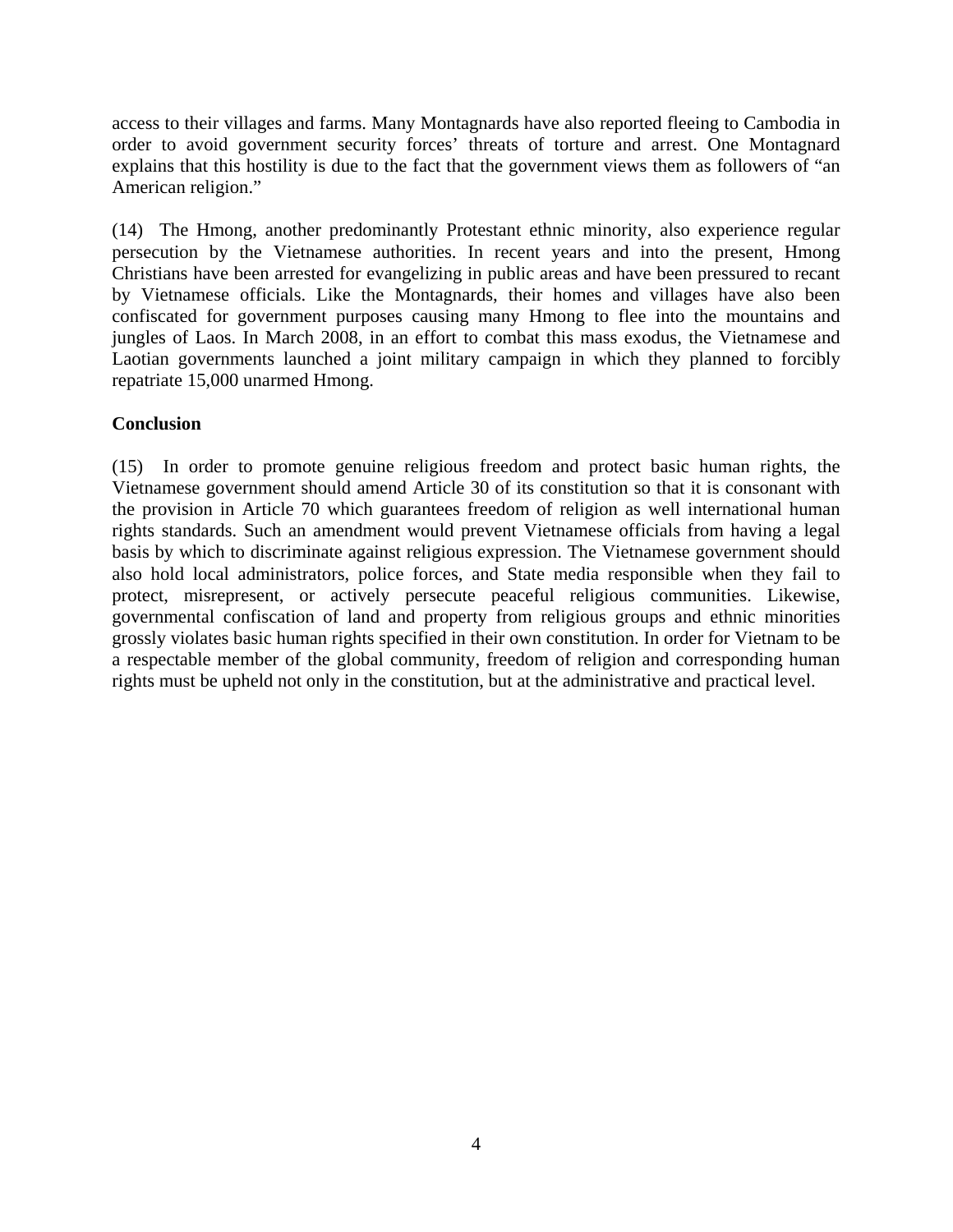access to their villages and farms. Many Montagnards have also reported fleeing to Cambodia in order to avoid government security forces' threats of torture and arrest. One Montagnard explains that this hostility is due to the fact that the government views them as followers of "an American religion."

(14) The Hmong, another predominantly Protestant ethnic minority, also experience regular persecution by the Vietnamese authorities. In recent years and into the present, Hmong Christians have been arrested for evangelizing in public areas and have been pressured to recant by Vietnamese officials. Like the Montagnards, their homes and villages have also been confiscated for government purposes causing many Hmong to flee into the mountains and jungles of Laos. In March 2008, in an effort to combat this mass exodus, the Vietnamese and Laotian governments launched a joint military campaign in which they planned to forcibly repatriate 15,000 unarmed Hmong.

**Conclusion**

(15) In order to promote genuine religious freedom and protect basic human rights, the Vietnamese government should amend Article 30 of its constitution so that it is consonant with the provision in Article 70 which guarantees freedom of religion as well international human rights standards. Such an amendment would prevent Vietnamese officials from having a legal basis by which to discriminate against religious expression. The Vietnamese government should also hold local administrators, police forces, and State media responsible when they fail to protect, misrepresent, or actively persecute peaceful religious communities. Likewise, governmental confiscation of land and property from religious groups and ethnic minorities grossly violates basic human rights specified in their own constitution. In order for Vietnam to be a respectable member of the global community, freedom of religion and corresponding human rights must be upheld not only in the constitution, but at the administrative and practical level.